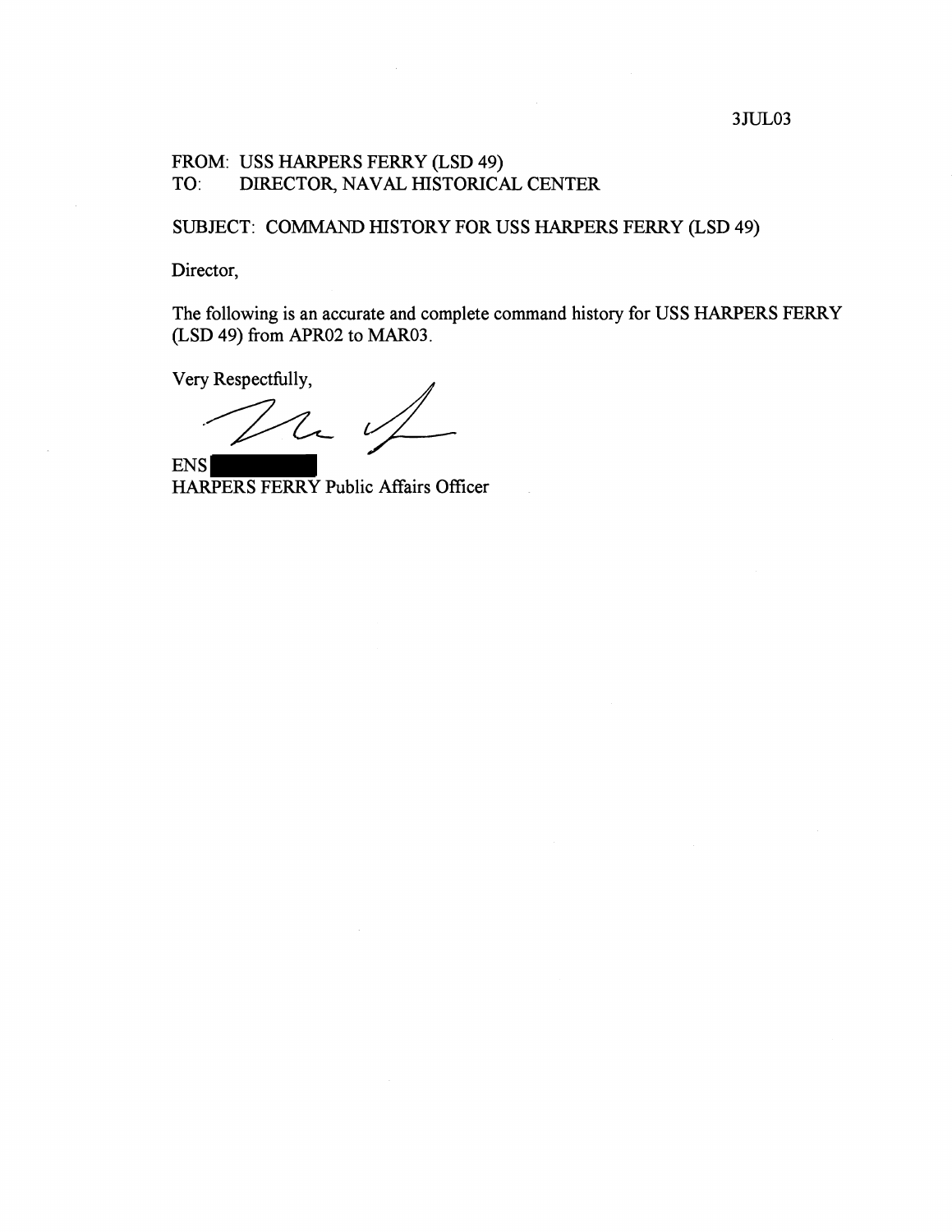3JUL03

FROM: USS HARPERS FERRY (LSD 49)
TO: DIRECTOR, NAVAL HISTORICAL CENTER

SUBJECT: COMMAND HISTORY FOR USS HARPERS FERRY (LSD 49)

Director,

The following is an accurate and complete command history for USS HARPERS FERRY (LSD 49) from APR02 to MAR03.

Very Respectfully,

ENS

HARPERS FERRY Public Affairs Officer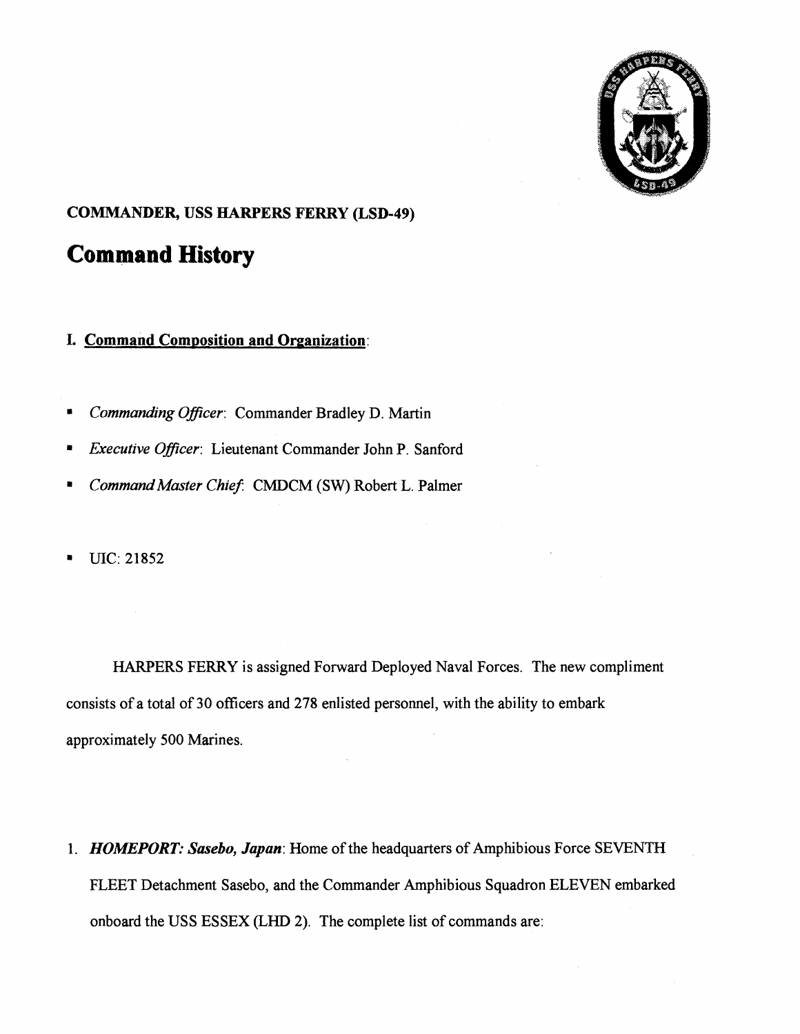**COMMANDER, USS HARPERS FERRY (LSD-49)**

# Command History

## I. Command Composition and Organization:

- *Commanding Officer*: Commander Bradley D. Martin
- *Executive Officer*: Lieutenant Commander John P. Sanford
- *Command Master Chief*: CMDCM (SW) Robert L. Palmer

- UIC: 21852

HARPERS FERRY is assigned Forward Deployed Naval Forces. The new compliment consists of a total of 30 officers and 278 enlisted personnel, with the ability to embark approximately 500 Marines.

1. ***HOMEPORT: Sasebo, Japan***: Home of the headquarters of Amphibious Force SEVENTH FLEET Detachment Sasebo, and the Commander Amphibious Squadron ELEVEN embarked onboard the USS ESSEX (LHD 2). The complete list of commands are: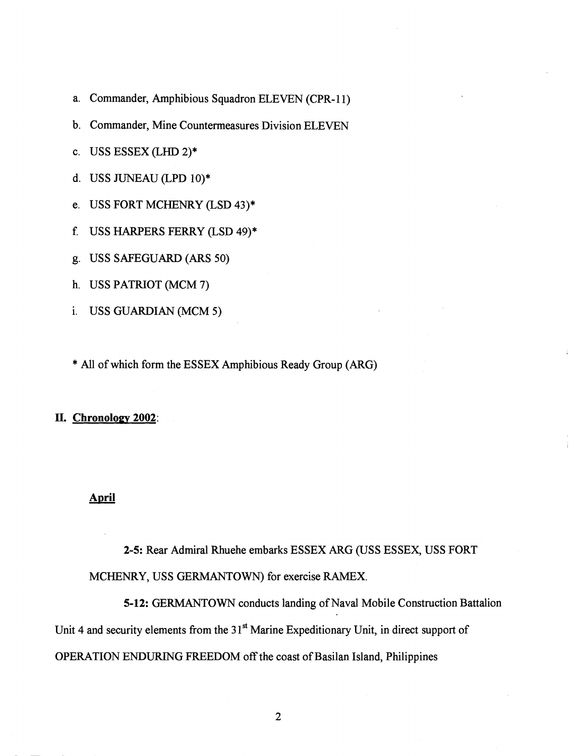a. Commander, Amphibious Squadron ELEVEN (CPR-11)

b. Commander, Mine Countermeasures Division ELEVEN

c. USS ESSEX (LHD 2)*

d. USS JUNEAU (LPD 10)*

e. USS FORT MCHENRY (LSD 43)*

f. USS HARPERS FERRY (LSD 49)*

g. USS SAFEGUARD (ARS 50)

h. USS PATRIOT (MCM 7)

i. USS GUARDIAN (MCM 5)

* All of which form the ESSEX Amphibious Ready Group (ARG)

## II. Chronology 2002:

### April

**2-5:** Rear Admiral Rhuehe embarks ESSEX ARG (USS ESSEX, USS FORT MCHENRY, USS GERMANTOWN) for exercise RAMEX.

**5-12:** GERMANTOWN conducts landing of Naval Mobile Construction Battalion Unit 4 and security elements from the 31st Marine Expeditionary Unit, in direct support of OPERATION ENDURING FREEDOM off the coast of Basilan Island, Philippines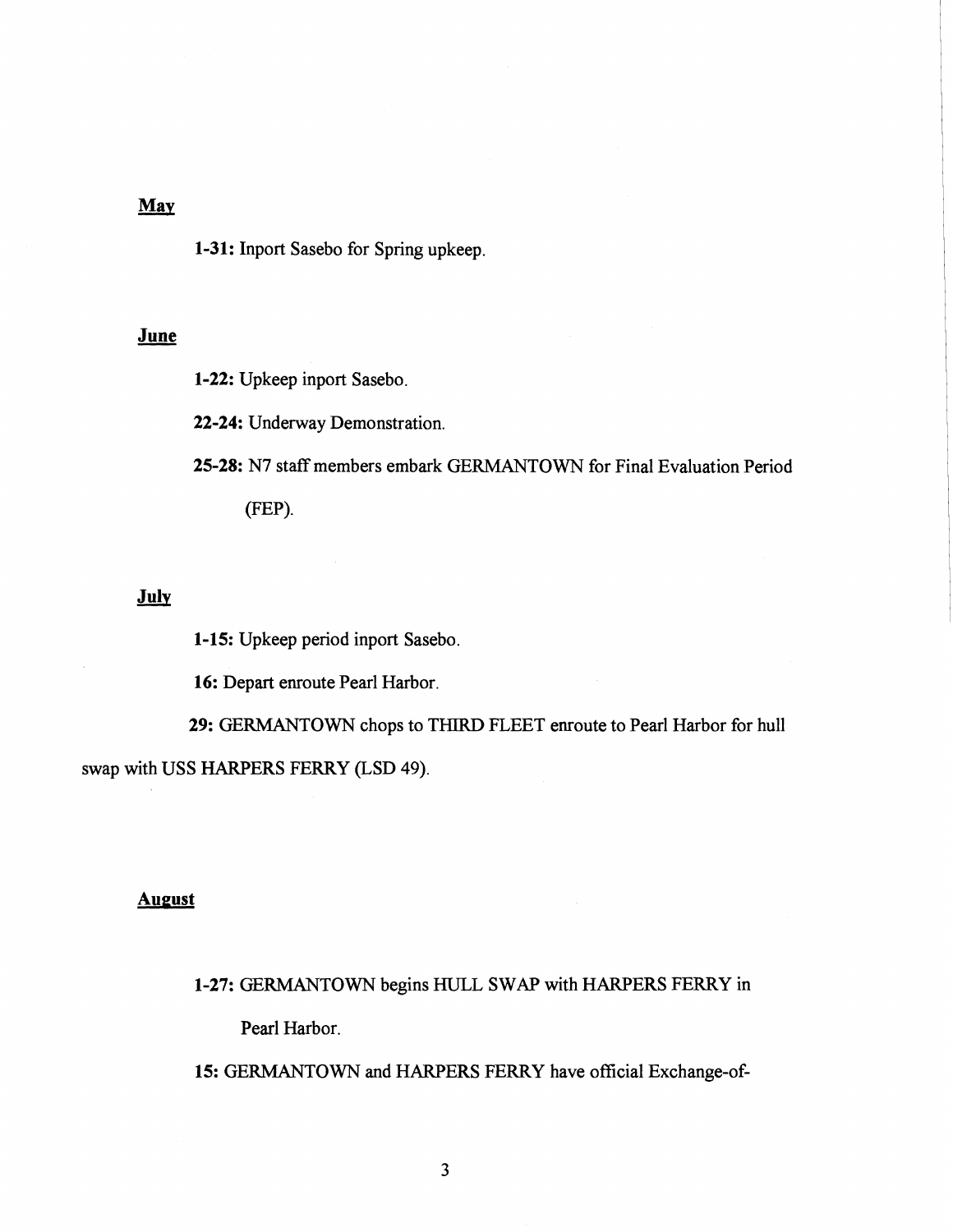**May**

**1-31:** Inport Sasebo for Spring upkeep.

**June**

**1-22:** Upkeep inport Sasebo.

**22-24:** Underway Demonstration.

**25-28:** N7 staff members embark GERMANTOWN for Final Evaluation Period (FEP).

**July**

**1-15:** Upkeep period inport Sasebo.

**16:** Depart enroute Pearl Harbor.

**29:** GERMANTOWN chops to THIRD FLEET enroute to Pearl Harbor for hull swap with USS HARPERS FERRY (LSD 49).

**August**

**1-27:** GERMANTOWN begins HULL SWAP with HARPERS FERRY in Pearl Harbor.

**15:** GERMANTOWN and HARPERS FERRY have official Exchange-of-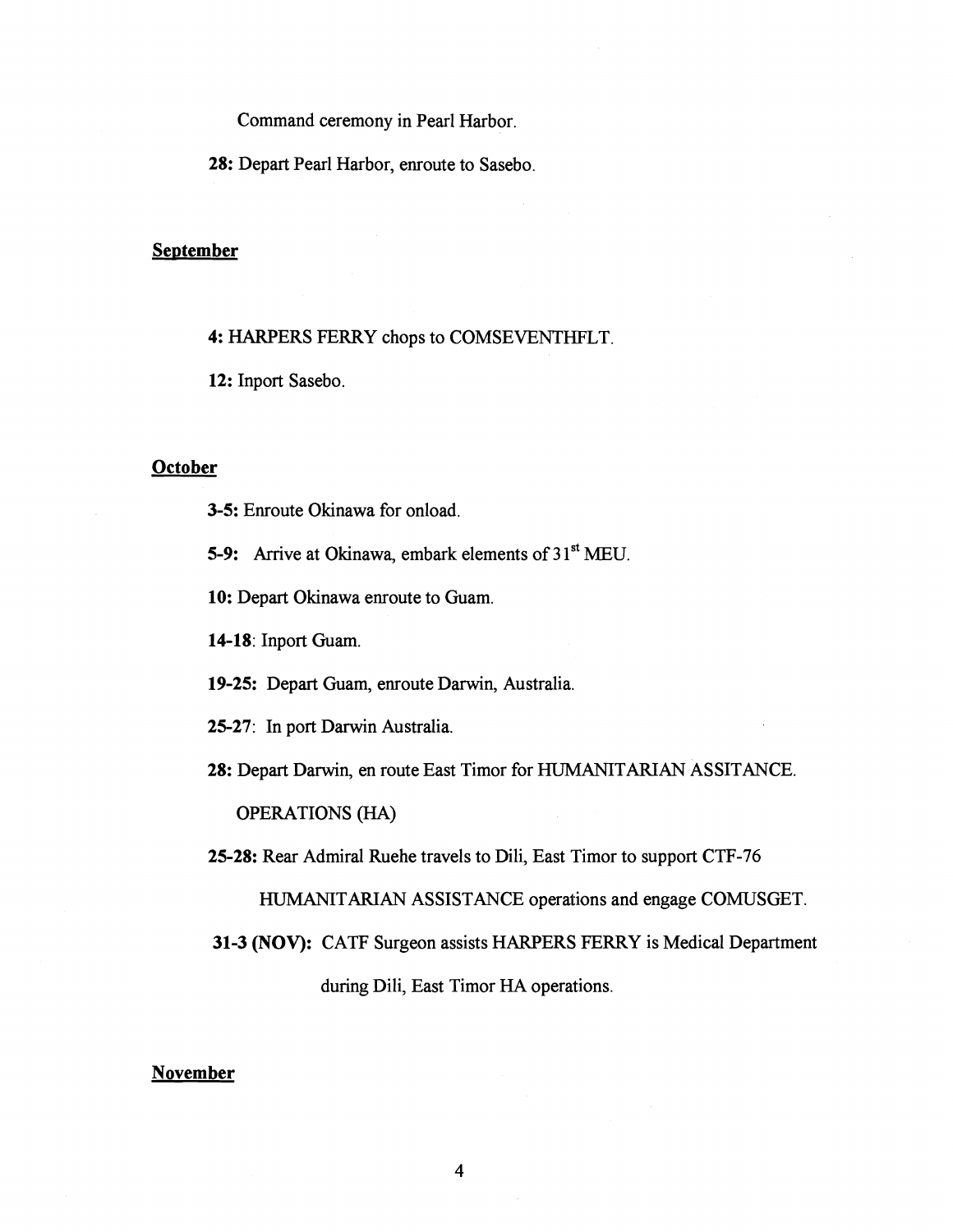Command ceremony in Pearl Harbor.

**28:** Depart Pearl Harbor, enroute to Sasebo.

**September**

**4:** HARPERS FERRY chops to COMSEVENTHFLT.

**12:** Inport Sasebo.

**October**

**3-5:** Enroute Okinawa for onload.

**5-9:** Arrive at Okinawa, embark elements of 31st MEU.

**10:** Depart Okinawa enroute to Guam.

**14-18**: Inport Guam.

**19-25:** Depart Guam, enroute Darwin, Australia.

**25-27**: In port Darwin Australia.

**28:** Depart Darwin, en route East Timor for HUMANITARIAN ASSITANCE. OPERATIONS (HA)

**25-28:** Rear Admiral Ruehe travels to Dili, East Timor to support CTF-76 HUMANITARIAN ASSISTANCE operations and engage COMUSGET.

**31-3 (NOV):** CATF Surgeon assists HARPERS FERRY is Medical Department during Dili, East Timor HA operations.

**November**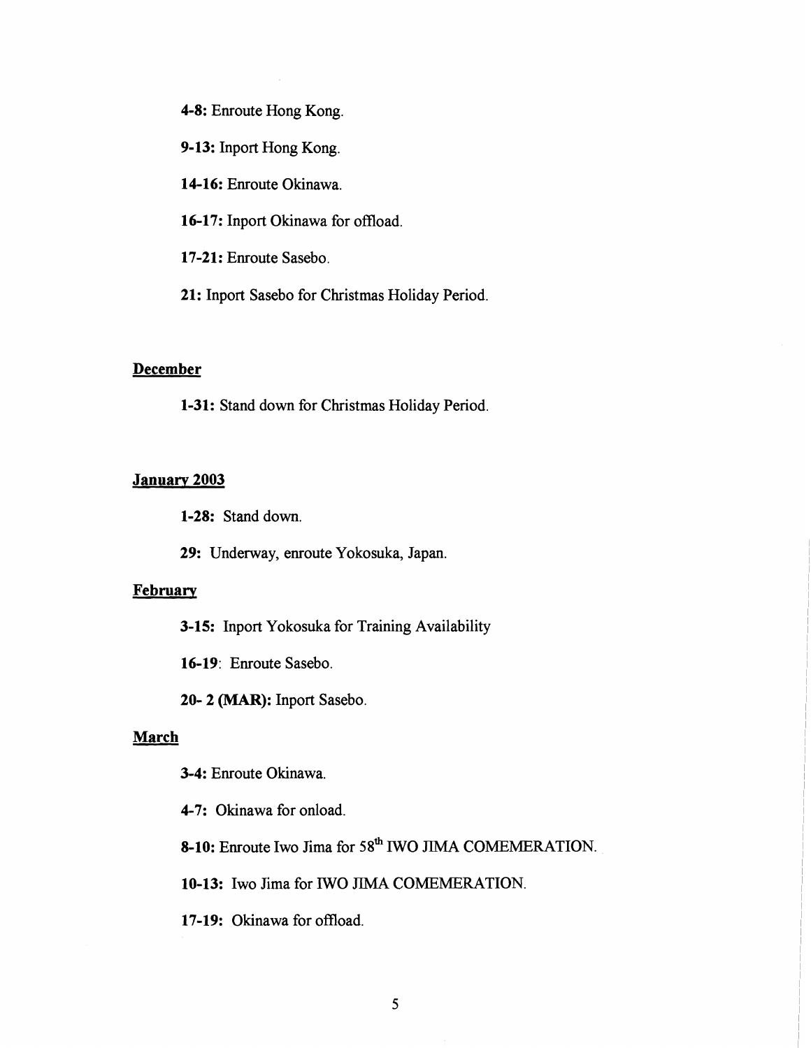**4-8:** Enroute Hong Kong.

**9-13:** Inport Hong Kong.

**14-16:** Enroute Okinawa.

**16-17:** Inport Okinawa for offload.

**17-21:** Enroute Sasebo.

**21:** Inport Sasebo for Christmas Holiday Period.

**December**

**1-31:** Stand down for Christmas Holiday Period.

**January 2003**

**1-28:** Stand down.

**29:** Underway, enroute Yokosuka, Japan.

**February**

**3-15:** Inport Yokosuka for Training Availability

**16-19**: Enroute Sasebo.

**20- 2 (MAR):** Inport Sasebo.

**March**

**3-4:** Enroute Okinawa.

**4-7:** Okinawa for onload.

**8-10:** Enroute Iwo Jima for 58th IWO JIMA COMEMERATION.

**10-13:** Iwo Jima for IWO JIMA COMEMERATION.

**17-19:** Okinawa for offload.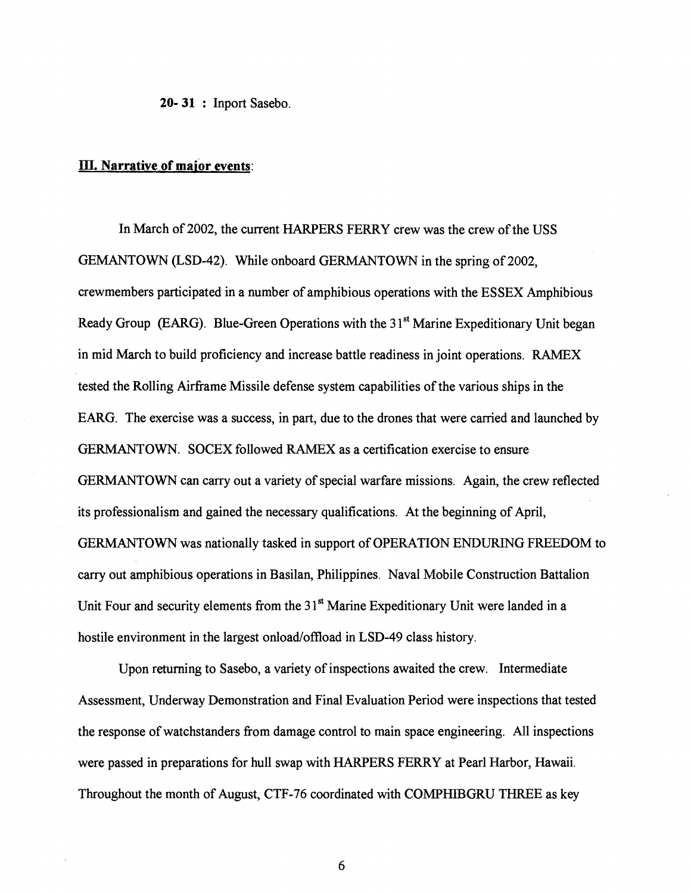**20- 31 :** Inport Sasebo.

## III. Narrative of major events:

In March of 2002, the current HARPERS FERRY crew was the crew of the USS GEMANTOWN (LSD-42). While onboard GERMANTOWN in the spring of 2002, crewmembers participated in a number of amphibious operations with the ESSEX Amphibious Ready Group (EARG). Blue-Green Operations with the 31st Marine Expeditionary Unit began in mid March to build proficiency and increase battle readiness in joint operations. RAMEX tested the Rolling Airframe Missile defense system capabilities of the various ships in the EARG. The exercise was a success, in part, due to the drones that were carried and launched by GERMANTOWN. SOCEX followed RAMEX as a certification exercise to ensure GERMANTOWN can carry out a variety of special warfare missions. Again, the crew reflected its professionalism and gained the necessary qualifications. At the beginning of April, GERMANTOWN was nationally tasked in support of OPERATION ENDURING FREEDOM to carry out amphibious operations in Basilan, Philippines. Naval Mobile Construction Battalion Unit Four and security elements from the 31st Marine Expeditionary Unit were landed in a hostile environment in the largest onload/offload in LSD-49 class history.

Upon returning to Sasebo, a variety of inspections awaited the crew. Intermediate Assessment, Underway Demonstration and Final Evaluation Period were inspections that tested the response of watchstanders from damage control to main space engineering. All inspections were passed in preparations for hull swap with HARPERS FERRY at Pearl Harbor, Hawaii. Throughout the month of August, CTF-76 coordinated with COMPHIBGRU THREE as key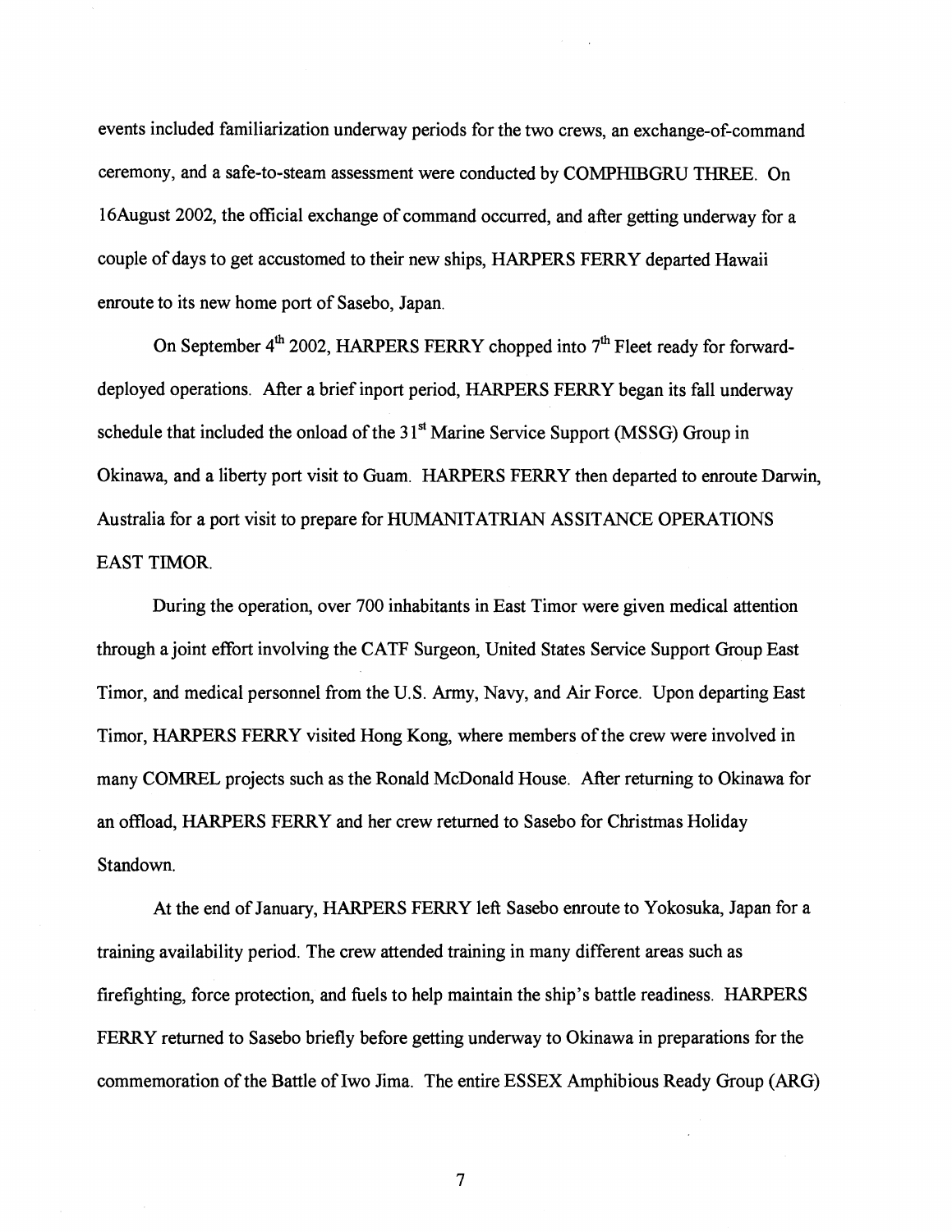events included familiarization underway periods for the two crews, an exchange-of-command ceremony, and a safe-to-steam assessment were conducted by COMPHIBGRU THREE. On 16August 2002, the official exchange of command occurred, and after getting underway for a couple of days to get accustomed to their new ships, HARPERS FERRY departed Hawaii enroute to its new home port of Sasebo, Japan.

On September 4th 2002, HARPERS FERRY chopped into 7th Fleet ready for forward-deployed operations. After a brief inport period, HARPERS FERRY began its fall underway schedule that included the onload of the 31st Marine Service Support (MSSG) Group in Okinawa, and a liberty port visit to Guam. HARPERS FERRY then departed to enroute Darwin, Australia for a port visit to prepare for HUMANITATRIAN ASSITANCE OPERATIONS EAST TIMOR.

During the operation, over 700 inhabitants in East Timor were given medical attention through a joint effort involving the CATF Surgeon, United States Service Support Group East Timor, and medical personnel from the U.S. Army, Navy, and Air Force. Upon departing East Timor, HARPERS FERRY visited Hong Kong, where members of the crew were involved in many COMREL projects such as the Ronald McDonald House. After returning to Okinawa for an offload, HARPERS FERRY and her crew returned to Sasebo for Christmas Holiday Standown.

At the end of January, HARPERS FERRY left Sasebo enroute to Yokosuka, Japan for a training availability period. The crew attended training in many different areas such as firefighting, force protection, and fuels to help maintain the ship's battle readiness. HARPERS FERRY returned to Sasebo briefly before getting underway to Okinawa in preparations for the commemoration of the Battle of Iwo Jima. The entire ESSEX Amphibious Ready Group (ARG)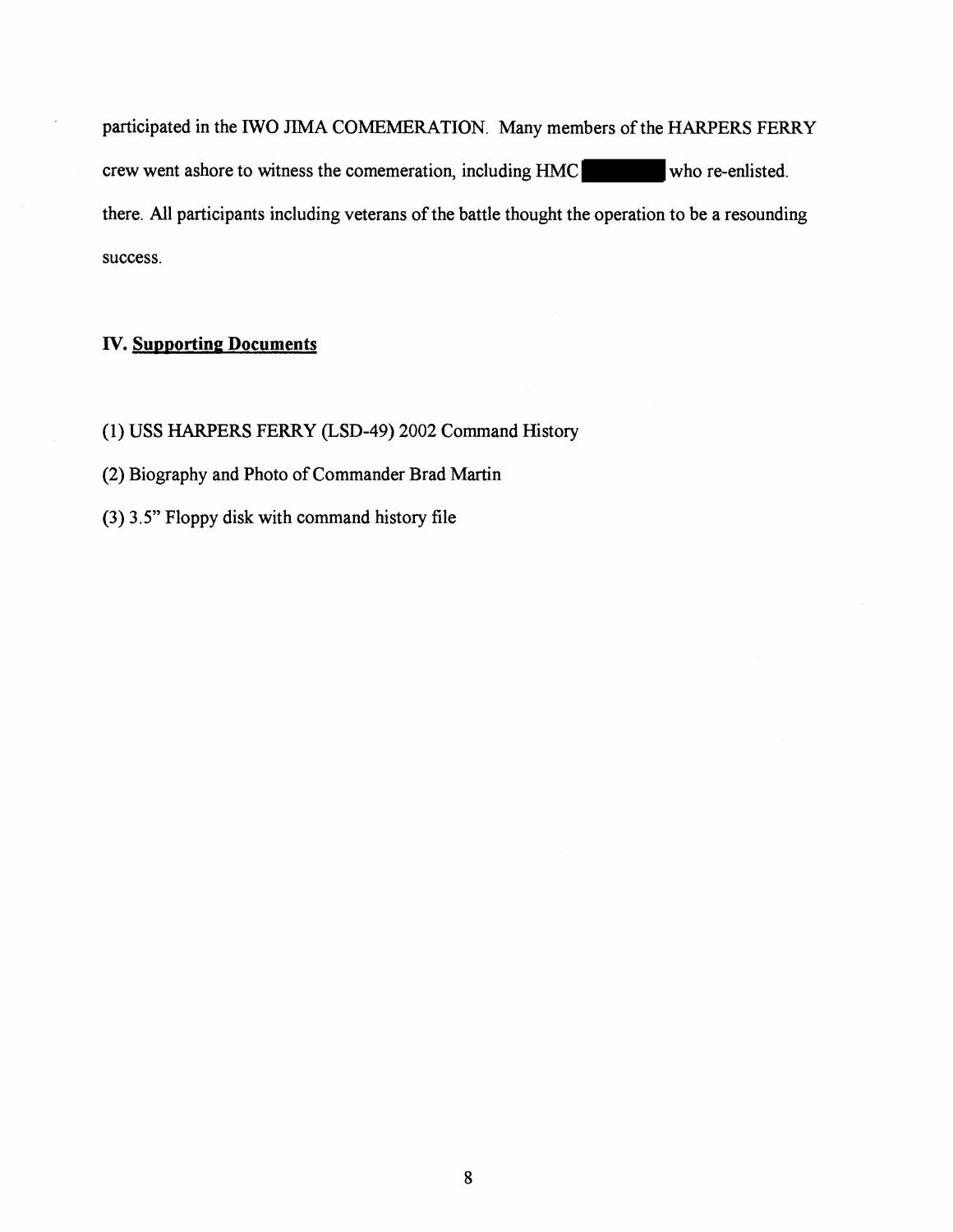participated in the IWO JIMA COMEMERATION. Many members of the HARPERS FERRY crew went ashore to witness the comemeration, including HMC ██████ who re-enlisted. there. All participants including veterans of the battle thought the operation to be a resounding success.

## IV. Supporting Documents

(1) USS HARPERS FERRY (LSD-49) 2002 Command History

(2) Biography and Photo of Commander Brad Martin

(3) 3.5" Floppy disk with command history file